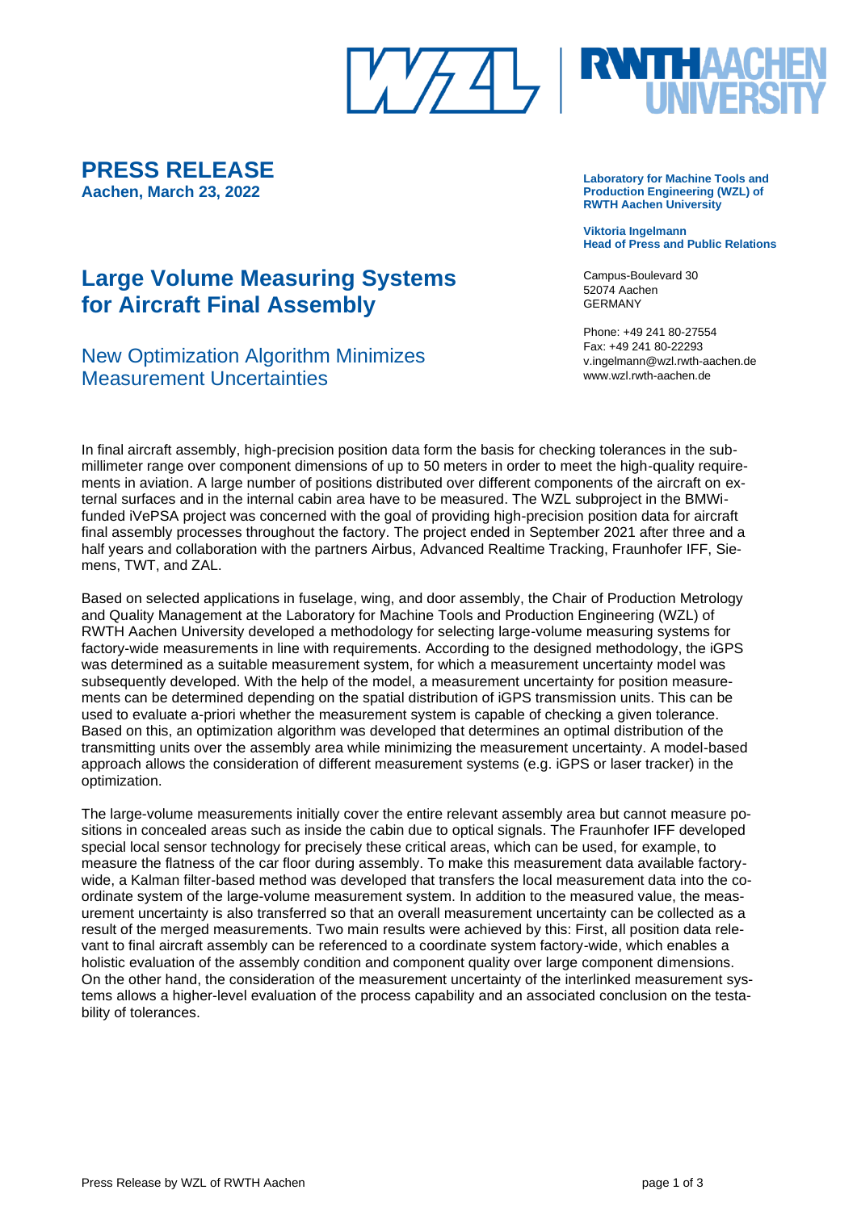# PRESS RELEASE

**Aachen, March 23, 2022**

**Laboratory for Machine Tools and Production Engineering (WZL) of RWTH Aachen University**

**Viktoria Ingelmann**
**Head of Press and Public Relations**

Campus-Boulevard 30
52074 Aachen
GERMANY

Phone: +49 241 80-27554
Fax: +49 241 80-22293
v.ingelmann@wzl.rwth-aachen.de
www.wzl.rwth-aachen.de

## Large Volume Measuring Systems for Aircraft Final Assembly

### New Optimization Algorithm Minimizes Measurement Uncertainties

In final aircraft assembly, high-precision position data form the basis for checking tolerances in the sub-millimeter range over component dimensions of up to 50 meters in order to meet the high-quality requirements in aviation. A large number of positions distributed over different components of the aircraft on external surfaces and in the internal cabin area have to be measured. The WZL subproject in the BMWi-funded iVePSA project was concerned with the goal of providing high-precision position data for aircraft final assembly processes throughout the factory. The project ended in September 2021 after three and a half years and collaboration with the partners Airbus, Advanced Realtime Tracking, Fraunhofer IFF, Siemens, TWT, and ZAL.

Based on selected applications in fuselage, wing, and door assembly, the Chair of Production Metrology and Quality Management at the Laboratory for Machine Tools and Production Engineering (WZL) of RWTH Aachen University developed a methodology for selecting large-volume measuring systems for factory-wide measurements in line with requirements. According to the designed methodology, the iGPS was determined as a suitable measurement system, for which a measurement uncertainty model was subsequently developed. With the help of the model, a measurement uncertainty for position measurements can be determined depending on the spatial distribution of iGPS transmission units. This can be used to evaluate a-priori whether the measurement system is capable of checking a given tolerance. Based on this, an optimization algorithm was developed that determines an optimal distribution of the transmitting units over the assembly area while minimizing the measurement uncertainty. A model-based approach allows the consideration of different measurement systems (e.g. iGPS or laser tracker) in the optimization.

The large-volume measurements initially cover the entire relevant assembly area but cannot measure positions in concealed areas such as inside the cabin due to optical signals. The Fraunhofer IFF developed special local sensor technology for precisely these critical areas, which can be used, for example, to measure the flatness of the car floor during assembly. To make this measurement data available factory-wide, a Kalman filter-based method was developed that transfers the local measurement data into the coordinate system of the large-volume measurement system. In addition to the measured value, the measurement uncertainty is also transferred so that an overall measurement uncertainty can be collected as a result of the merged measurements. Two main results were achieved by this: First, all position data relevant to final aircraft assembly can be referenced to a coordinate system factory-wide, which enables a holistic evaluation of the assembly condition and component quality over large component dimensions. On the other hand, the consideration of the measurement uncertainty of the interlinked measurement systems allows a higher-level evaluation of the process capability and an associated conclusion on the testability of tolerances.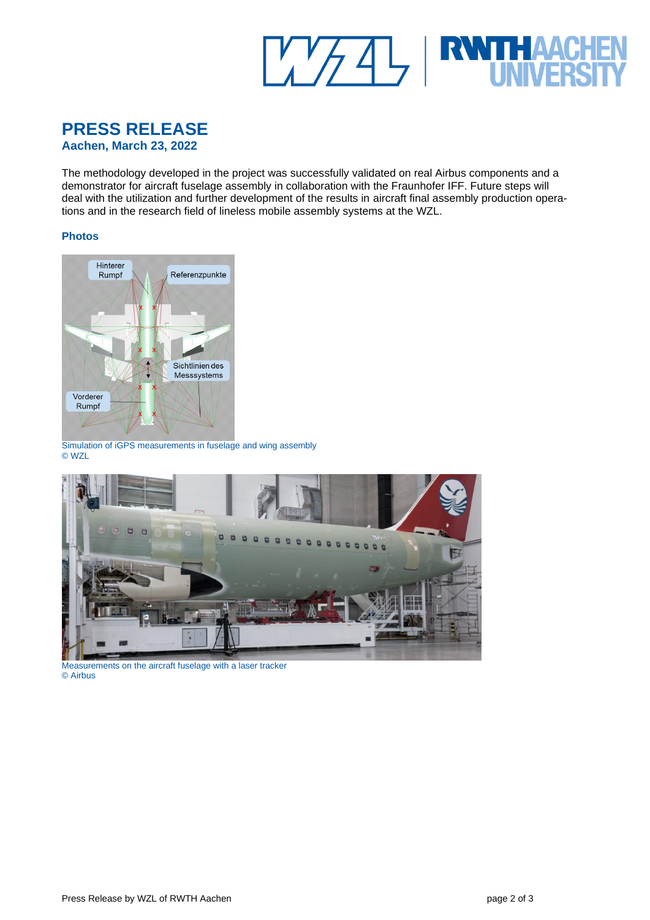# PRESS RELEASE

**Aachen, March 23, 2022**

The methodology developed in the project was successfully validated on real Airbus components and a demonstrator for aircraft fuselage assembly in collaboration with the Fraunhofer IFF. Future steps will deal with the utilization and further development of the results in aircraft final assembly production operations and in the research field of lineless mobile assembly systems at the WZL.

## Photos

Simulation of iGPS measurements in fuselage and wing assembly
© WZL

Measurements on the aircraft fuselage with a laser tracker
© Airbus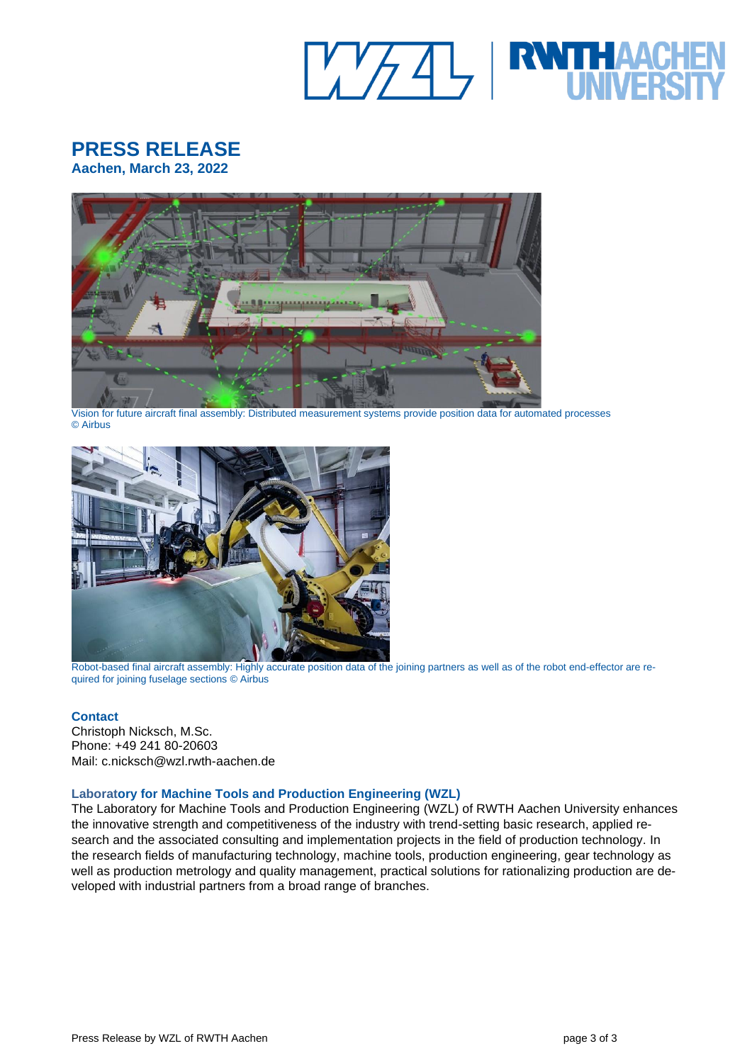# PRESS RELEASE

**Aachen, March 23, 2022**

Vision for future aircraft final assembly: Distributed measurement systems provide position data for automated processes © Airbus

Robot-based final aircraft assembly: Highly accurate position data of the joining partners as well as of the robot end-effector are required for joining fuselage sections © Airbus

### Contact

Christoph Nicksch, M.Sc.
Phone: +49 241 80-20603
Mail: c.nicksch@wzl.rwth-aachen.de

### Laboratory for Machine Tools and Production Engineering (WZL)

The Laboratory for Machine Tools and Production Engineering (WZL) of RWTH Aachen University enhances the innovative strength and competitiveness of the industry with trend-setting basic research, applied research and the associated consulting and implementation projects in the field of production technology. In the research fields of manufacturing technology, machine tools, production engineering, gear technology as well as production metrology and quality management, practical solutions for rationalizing production are developed with industrial partners from a broad range of branches.